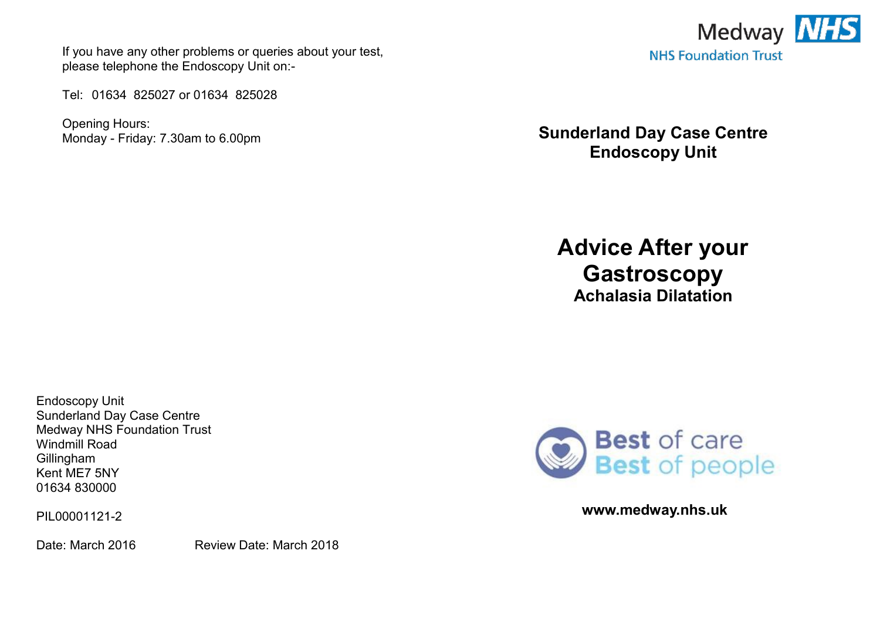If you have any other problems or queries about your test, please telephone the Endoscopy Unit on:-

Tel: 01634 825027 or 01634 825028

Opening Hours:
Monday - Friday: 7.30am to 6.00pm

Endoscopy Unit
Sunderland Day Case Centre
Medway NHS Foundation Trust
Windmill Road
Gillingham
Kent ME7 5NY
01634 830000

PIL00001121-2

Date: March 2016 Review Date: March 2018

Medway NHS
NHS Foundation Trust

**Sunderland Day Case Centre**
**Endoscopy Unit**

# Advice After your Gastroscopy

## Achalasia Dilatation

Best of care
Best of people

**www.medway.nhs.uk**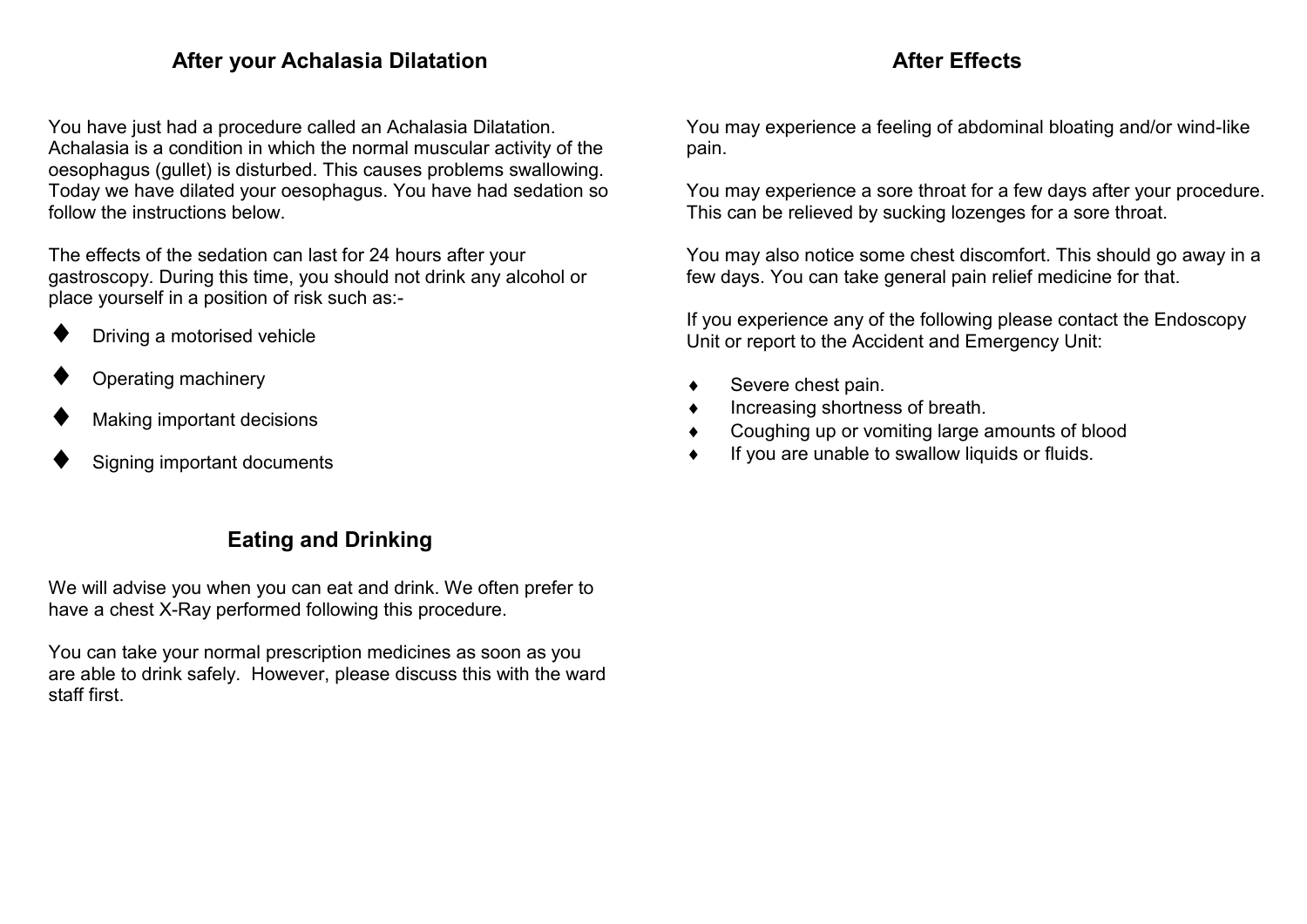## After your Achalasia Dilatation

You have just had a procedure called an Achalasia Dilatation. Achalasia is a condition in which the normal muscular activity of the oesophagus (gullet) is disturbed. This causes problems swallowing. Today we have dilated your oesophagus. You have had sedation so follow the instructions below.

The effects of the sedation can last for 24 hours after your gastroscopy. During this time, you should not drink any alcohol or place yourself in a position of risk such as:-

- Driving a motorised vehicle
- Operating machinery
- Making important decisions
- Signing important documents

## Eating and Drinking

We will advise you when you can eat and drink. We often prefer to have a chest X-Ray performed following this procedure.

You can take your normal prescription medicines as soon as you are able to drink safely. However, please discuss this with the ward staff first.

## After Effects

You may experience a feeling of abdominal bloating and/or wind-like pain.

You may experience a sore throat for a few days after your procedure. This can be relieved by sucking lozenges for a sore throat.

You may also notice some chest discomfort. This should go away in a few days. You can take general pain relief medicine for that.

If you experience any of the following please contact the Endoscopy Unit or report to the Accident and Emergency Unit:

- Severe chest pain.
- Increasing shortness of breath.
- Coughing up or vomiting large amounts of blood
- If you are unable to swallow liquids or fluids.